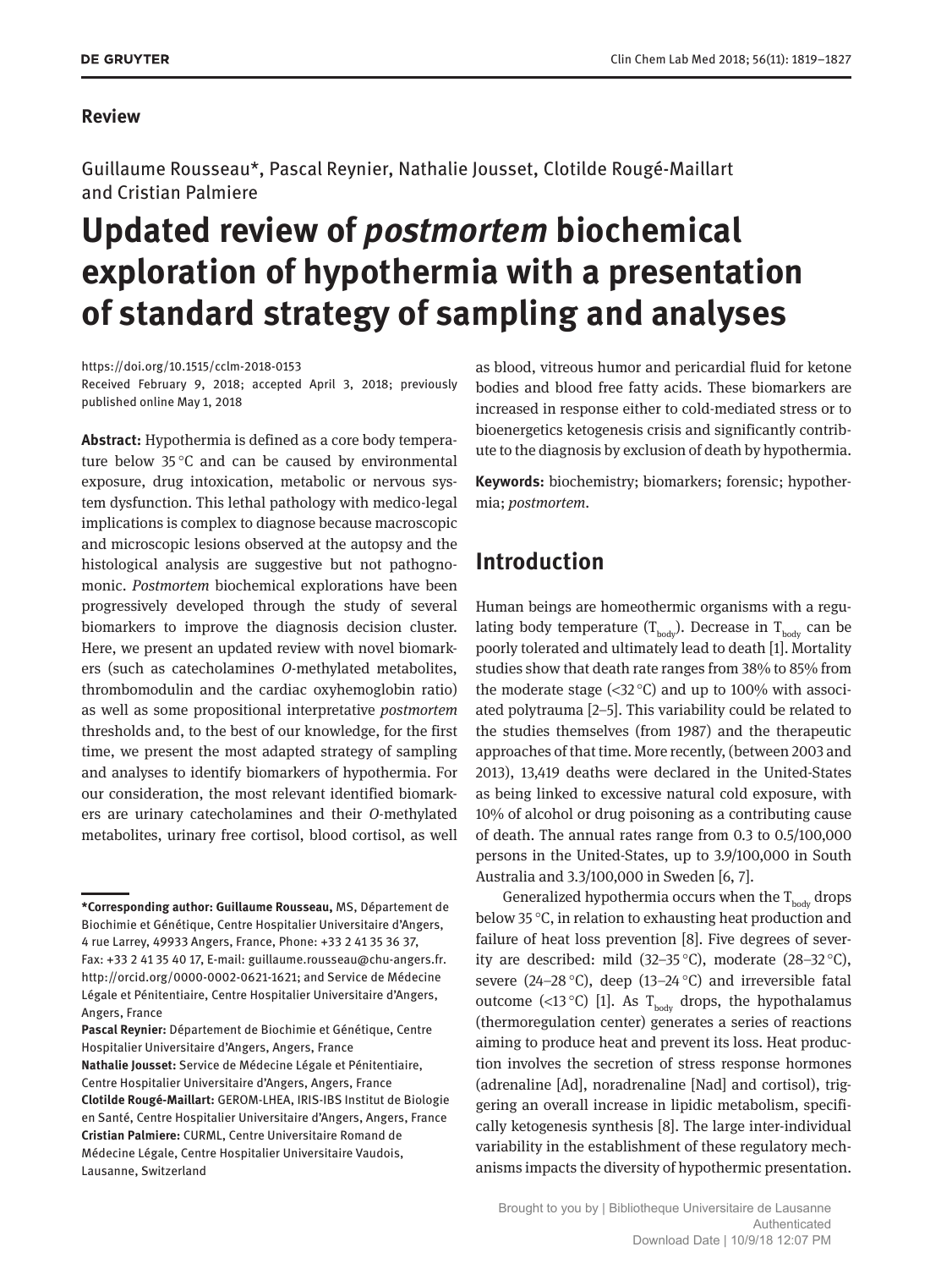**Review**

Guillaume Rousseau*, Pascal Reynier, Nathalie Jousset, Clotilde Rougé-Maillart and Cristian Palmiere

# Updated review of *postmortem* biochemical exploration of hypothermia with a presentation of standard strategy of sampling and analyses

https://doi.org/10.1515/cclm-2018-0153
Received February 9, 2018; accepted April 3, 2018; previously published online May 1, 2018

**Abstract:** Hypothermia is defined as a core body temperature below 35 °C and can be caused by environmental exposure, drug intoxication, metabolic or nervous system dysfunction. This lethal pathology with medico-legal implications is complex to diagnose because macroscopic and microscopic lesions observed at the autopsy and the histological analysis are suggestive but not pathognomonic. *Postmortem* biochemical explorations have been progressively developed through the study of several biomarkers to improve the diagnosis decision cluster. Here, we present an updated review with novel biomarkers (such as catecholamines *O*-methylated metabolites, thrombomodulin and the cardiac oxyhemoglobin ratio) as well as some propositional interpretative *postmortem* thresholds and, to the best of our knowledge, for the first time, we present the most adapted strategy of sampling and analyses to identify biomarkers of hypothermia. For our consideration, the most relevant identified biomarkers are urinary catecholamines and their *O*-methylated metabolites, urinary free cortisol, blood cortisol, as well as blood, vitreous humor and pericardial fluid for ketone bodies and blood free fatty acids. These biomarkers are increased in response either to cold-mediated stress or to bioenergetics ketogenesis crisis and significantly contribute to the diagnosis by exclusion of death by hypothermia.

**Keywords:** biochemistry; biomarkers; forensic; hypothermia; *postmortem*.

**\*Corresponding author: Guillaume Rousseau,** MS, Département de Biochimie et Génétique, Centre Hospitalier Universitaire d'Angers, 4 rue Larrey, 49933 Angers, France, Phone: +33 2 41 35 36 37, Fax: +33 2 41 35 40 17, E-mail: guillaume.rousseau@chu-angers.fr. http://orcid.org/0000-0002-0621-1621; and Service de Médecine Légale et Pénitentiaire, Centre Hospitalier Universitaire d'Angers, Angers, France
**Pascal Reynier:** Département de Biochimie et Génétique, Centre Hospitalier Universitaire d'Angers, Angers, France
**Nathalie Jousset:** Service de Médecine Légale et Pénitentiaire, Centre Hospitalier Universitaire d'Angers, Angers, France
**Clotilde Rougé-Maillart:** GEROM-LHEA, IRIS-IBS Institut de Biologie en Santé, Centre Hospitalier Universitaire d'Angers, Angers, France
**Cristian Palmiere:** CURML, Centre Universitaire Romand de Médecine Légale, Centre Hospitalier Universitaire Vaudois, Lausanne, Switzerland

## Introduction

Human beings are homeothermic organisms with a regulating body temperature ($T_{body}$). Decrease in $T_{body}$ can be poorly tolerated and ultimately lead to death [1]. Mortality studies show that death rate ranges from 38% to 85% from the moderate stage (<32 °C) and up to 100% with associated polytrauma [2–5]. This variability could be related to the studies themselves (from 1987) and the therapeutic approaches of that time. More recently, (between 2003 and 2013), 13,419 deaths were declared in the United-States as being linked to excessive natural cold exposure, with 10% of alcohol or drug poisoning as a contributing cause of death. The annual rates range from 0.3 to 0.5/100,000 persons in the United-States, up to 3.9/100,000 in South Australia and 3.3/100,000 in Sweden [6, 7].

Generalized hypothermia occurs when the $T_{body}$ drops below 35 °C, in relation to exhausting heat production and failure of heat loss prevention [8]. Five degrees of severity are described: mild (32–35 °C), moderate (28–32 °C), severe (24–28 °C), deep (13–24 °C) and irreversible fatal outcome (<13 °C) [1]. As $T_{body}$ drops, the hypothalamus (thermoregulation center) generates a series of reactions aiming to produce heat and prevent its loss. Heat production involves the secretion of stress response hormones (adrenaline [Ad], noradrenaline [Nad] and cortisol), triggering an overall increase in lipidic metabolism, specifically ketogenesis synthesis [8]. The large inter-individual variability in the establishment of these regulatory mechanisms impacts the diversity of hypothermic presentation.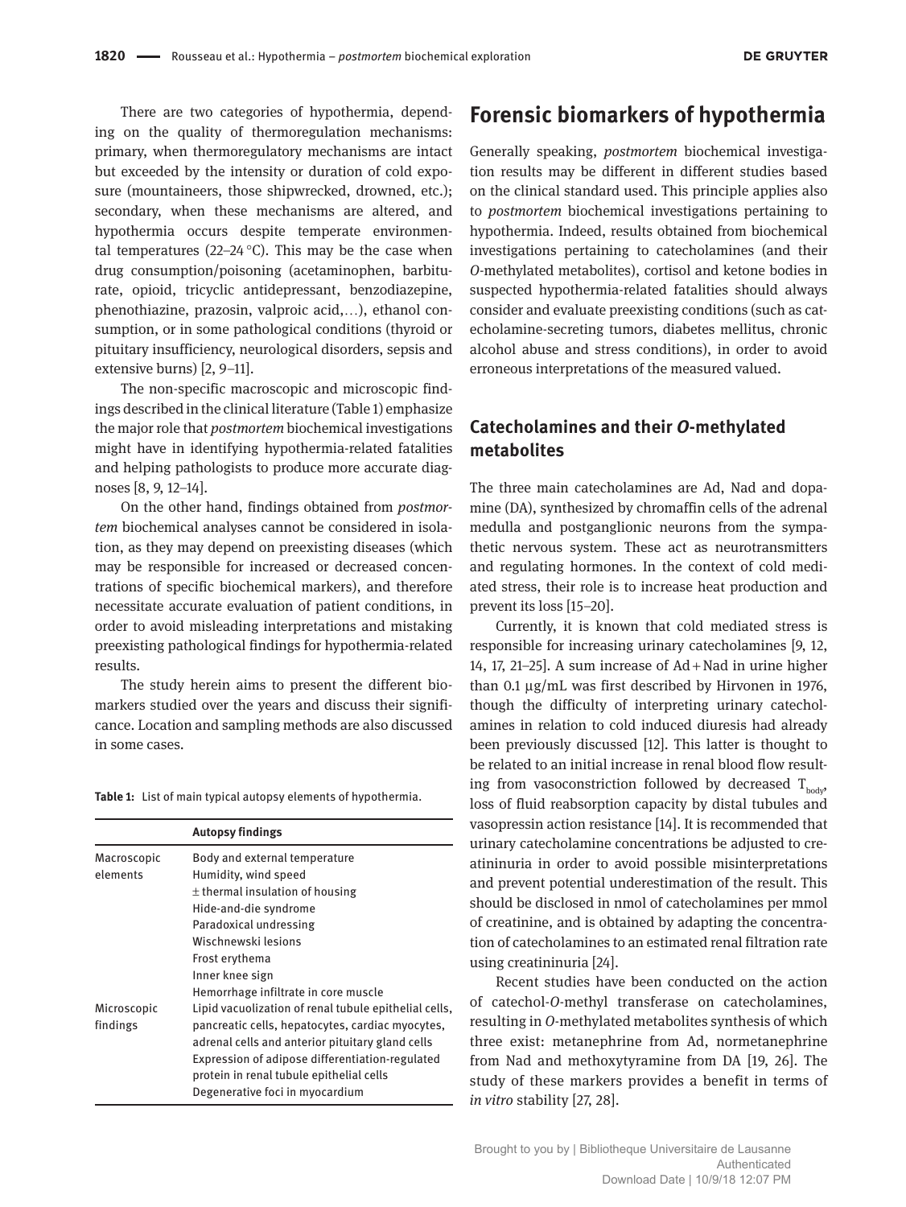There are two categories of hypothermia, depending on the quality of thermoregulation mechanisms: primary, when thermoregulatory mechanisms are intact but exceeded by the intensity or duration of cold exposure (mountaineers, those shipwrecked, drowned, etc.); secondary, when these mechanisms are altered, and hypothermia occurs despite temperate environmental temperatures (22–24 °C). This may be the case when drug consumption/poisoning (acetaminophen, barbiturate, opioid, tricyclic antidepressant, benzodiazepine, phenothiazine, prazosin, valproic acid,…), ethanol consumption, or in some pathological conditions (thyroid or pituitary insufficiency, neurological disorders, sepsis and extensive burns) [2, 9–11].

The non-specific macroscopic and microscopic findings described in the clinical literature (Table 1) emphasize the major role that *postmortem* biochemical investigations might have in identifying hypothermia-related fatalities and helping pathologists to produce more accurate diagnoses [8, 9, 12–14].

On the other hand, findings obtained from *postmortem* biochemical analyses cannot be considered in isolation, as they may depend on preexisting diseases (which may be responsible for increased or decreased concentrations of specific biochemical markers), and therefore necessitate accurate evaluation of patient conditions, in order to avoid misleading interpretations and mistaking preexisting pathological findings for hypothermia-related results.

The study herein aims to present the different biomarkers studied over the years and discuss their significance. Location and sampling methods are also discussed in some cases.

**Table 1:** List of main typical autopsy elements of hypothermia.

| | Autopsy findings |
|---|---|
| Macroscopic elements | Body and external temperature |
| | Humidity, wind speed |
| | ± thermal insulation of housing |
| | Hide-and-die syndrome |
| | Paradoxical undressing |
| | Wischnewski lesions |
| | Frost erythema |
| | Inner knee sign |
| | Hemorrhage infiltrate in core muscle |
| Microscopic findings | Lipid vacuolization of renal tubule epithelial cells, pancreatic cells, hepatocytes, cardiac myocytes, adrenal cells and anterior pituitary gland cells |
| | Expression of adipose differentiation-regulated protein in renal tubule epithelial cells |
| | Degenerative foci in myocardium |

# Forensic biomarkers of hypothermia

Generally speaking, *postmortem* biochemical investigation results may be different in different studies based on the clinical standard used. This principle applies also to *postmortem* biochemical investigations pertaining to hypothermia. Indeed, results obtained from biochemical investigations pertaining to catecholamines (and their *O*-methylated metabolites), cortisol and ketone bodies in suspected hypothermia-related fatalities should always consider and evaluate preexisting conditions (such as catecholamine-secreting tumors, diabetes mellitus, chronic alcohol abuse and stress conditions), in order to avoid erroneous interpretations of the measured valued.

## Catecholamines and their *O*-methylated metabolites

The three main catecholamines are Ad, Nad and dopamine (DA), synthesized by chromaffin cells of the adrenal medulla and postganglionic neurons from the sympathetic nervous system. These act as neurotransmitters and regulating hormones. In the context of cold mediated stress, their role is to increase heat production and prevent its loss [15–20].

Currently, it is known that cold mediated stress is responsible for increasing urinary catecholamines [9, 12, 14, 17, 21–25]. A sum increase of Ad + Nad in urine higher than 0.1 μg/mL was first described by Hirvonen in 1976, though the difficulty of interpreting urinary catecholamines in relation to cold induced diuresis had already been previously discussed [12]. This latter is thought to be related to an initial increase in renal blood flow resulting from vasoconstriction followed by decreased $T_{body}$, loss of fluid reabsorption capacity by distal tubules and vasopressin action resistance [14]. It is recommended that urinary catecholamine concentrations be adjusted to creatininuria in order to avoid possible misinterpretations and prevent potential underestimation of the result. This should be disclosed in nmol of catecholamines per mmol of creatinine, and is obtained by adapting the concentration of catecholamines to an estimated renal filtration rate using creatininuria [24].

Recent studies have been conducted on the action of catechol-*O*-methyl transferase on catecholamines, resulting in *O*-methylated metabolites synthesis of which three exist: metanephrine from Ad, normetanephrine from Nad and methoxytyramine from DA [19, 26]. The study of these markers provides a benefit in terms of *in vitro* stability [27, 28].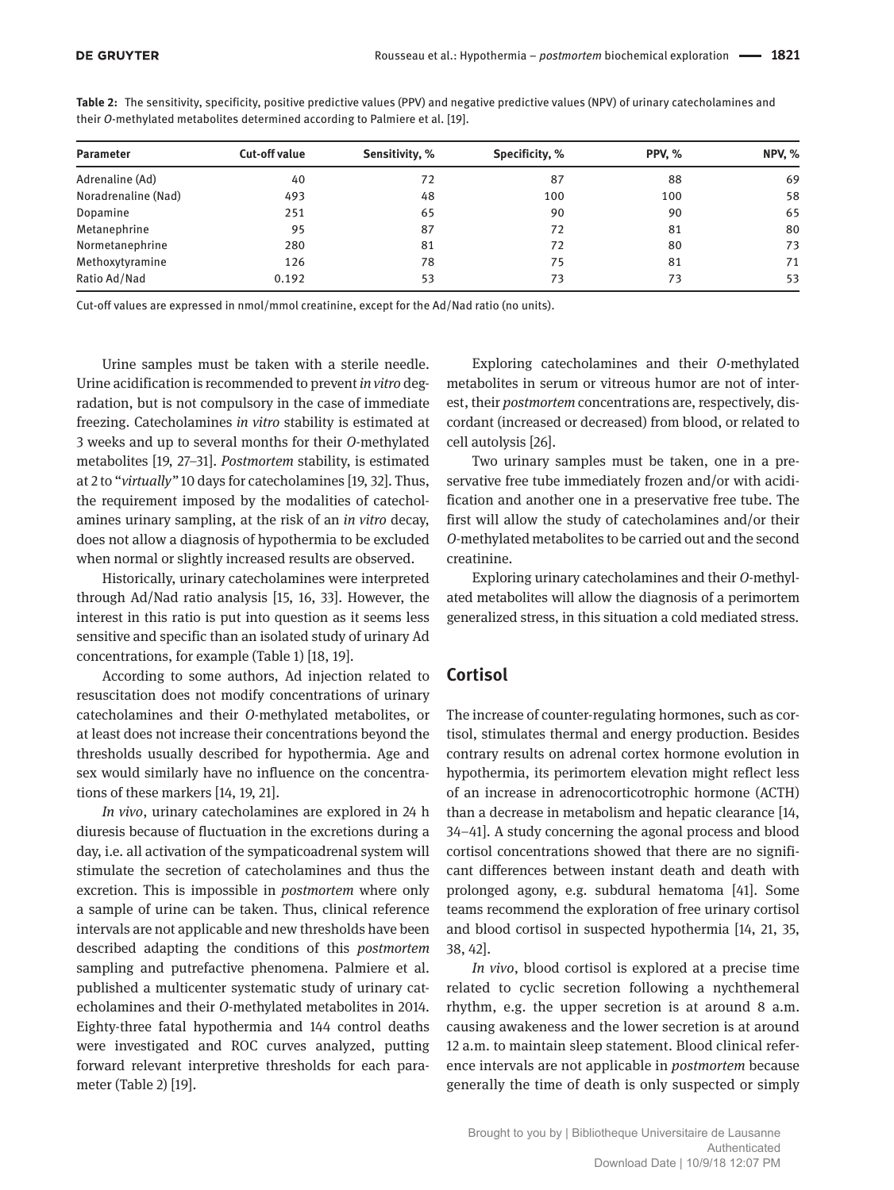**Table 2:** The sensitivity, specificity, positive predictive values (PPV) and negative predictive values (NPV) of urinary catecholamines and their *O*-methylated metabolites determined according to Palmiere et al. [19].

| Parameter | Cut-off value | Sensitivity, % | Specificity, % | PPV, % | NPV, % |
|---|---|---|---|---|---|
| Adrenaline (Ad) | 40 | 72 | 87 | 88 | 69 |
| Noradrenaline (Nad) | 493 | 48 | 100 | 100 | 58 |
| Dopamine | 251 | 65 | 90 | 90 | 65 |
| Metanephrine | 95 | 87 | 72 | 81 | 80 |
| Normetanephrine | 280 | 81 | 72 | 80 | 73 |
| Methoxytyramine | 126 | 78 | 75 | 81 | 71 |
| Ratio Ad/Nad | 0.192 | 53 | 73 | 73 | 53 |

Cut-off values are expressed in nmol/mmol creatinine, except for the Ad/Nad ratio (no units).

Urine samples must be taken with a sterile needle. Urine acidification is recommended to prevent *in vitro* degradation, but is not compulsory in the case of immediate freezing. Catecholamines *in vitro* stability is estimated at 3 weeks and up to several months for their *O*-methylated metabolites [19, 27–31]. *Postmortem* stability, is estimated at 2 to "*virtually"* 10 days for catecholamines [19, 32]. Thus, the requirement imposed by the modalities of catecholamines urinary sampling, at the risk of an *in vitro* decay, does not allow a diagnosis of hypothermia to be excluded when normal or slightly increased results are observed.

Historically, urinary catecholamines were interpreted through Ad/Nad ratio analysis [15, 16, 33]. However, the interest in this ratio is put into question as it seems less sensitive and specific than an isolated study of urinary Ad concentrations, for example (Table 1) [18, 19].

According to some authors, Ad injection related to resuscitation does not modify concentrations of urinary catecholamines and their *O*-methylated metabolites, or at least does not increase their concentrations beyond the thresholds usually described for hypothermia. Age and sex would similarly have no influence on the concentrations of these markers [14, 19, 21].

*In vivo*, urinary catecholamines are explored in 24 h diuresis because of fluctuation in the excretions during a day, i.e. all activation of the sympaticoadrenal system will stimulate the secretion of catecholamines and thus the excretion. This is impossible in *postmortem* where only a sample of urine can be taken. Thus, clinical reference intervals are not applicable and new thresholds have been described adapting the conditions of this *postmortem* sampling and putrefactive phenomena. Palmiere et al. published a multicenter systematic study of urinary catecholamines and their *O*-methylated metabolites in 2014. Eighty-three fatal hypothermia and 144 control deaths were investigated and ROC curves analyzed, putting forward relevant interpretive thresholds for each parameter (Table 2) [19].

Exploring catecholamines and their *O*-methylated metabolites in serum or vitreous humor are not of interest, their *postmortem* concentrations are, respectively, discordant (increased or decreased) from blood, or related to cell autolysis [26].

Two urinary samples must be taken, one in a preservative free tube immediately frozen and/or with acidification and another one in a preservative free tube. The first will allow the study of catecholamines and/or their *O*-methylated metabolites to be carried out and the second creatinine.

Exploring urinary catecholamines and their *O*-methylated metabolites will allow the diagnosis of a perimortem generalized stress, in this situation a cold mediated stress.

## Cortisol

The increase of counter-regulating hormones, such as cortisol, stimulates thermal and energy production. Besides contrary results on adrenal cortex hormone evolution in hypothermia, its perimortem elevation might reflect less of an increase in adrenocorticotrophic hormone (ACTH) than a decrease in metabolism and hepatic clearance [14, 34–41]. A study concerning the agonal process and blood cortisol concentrations showed that there are no significant differences between instant death and death with prolonged agony, e.g. subdural hematoma [41]. Some teams recommend the exploration of free urinary cortisol and blood cortisol in suspected hypothermia [14, 21, 35, 38, 42].

*In vivo*, blood cortisol is explored at a precise time related to cyclic secretion following a nychthemeral rhythm, e.g. the upper secretion is at around 8 a.m. causing awakeness and the lower secretion is at around 12 a.m. to maintain sleep statement. Blood clinical reference intervals are not applicable in *postmortem* because generally the time of death is only suspected or simply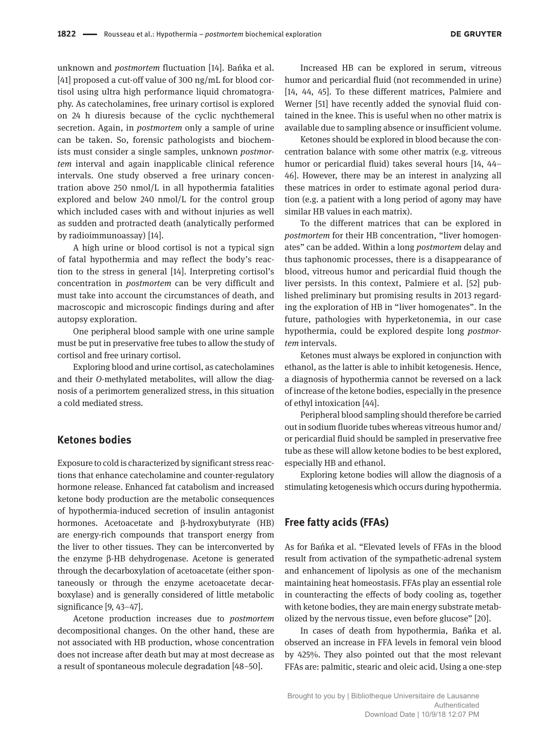unknown and *postmortem* fluctuation [14]. Bańka et al. [41] proposed a cut-off value of 300 ng/mL for blood cortisol using ultra high performance liquid chromatography. As catecholamines, free urinary cortisol is explored on 24 h diuresis because of the cyclic nychthemeral secretion. Again, in *postmortem* only a sample of urine can be taken. So, forensic pathologists and biochemists must consider a single samples, unknown *postmortem* interval and again inapplicable clinical reference intervals. One study observed a free urinary concentration above 250 nmol/L in all hypothermia fatalities explored and below 240 nmol/L for the control group which included cases with and without injuries as well as sudden and protracted death (analytically performed by radioimmunoassay) [14].

A high urine or blood cortisol is not a typical sign of fatal hypothermia and may reflect the body's reaction to the stress in general [14]. Interpreting cortisol's concentration in *postmortem* can be very difficult and must take into account the circumstances of death, and macroscopic and microscopic findings during and after autopsy exploration.

One peripheral blood sample with one urine sample must be put in preservative free tubes to allow the study of cortisol and free urinary cortisol.

Exploring blood and urine cortisol, as catecholamines and their *O*-methylated metabolites, will allow the diagnosis of a perimortem generalized stress, in this situation a cold mediated stress.

## Ketones bodies

Exposure to cold is characterized by significant stress reactions that enhance catecholamine and counter-regulatory hormone release. Enhanced fat catabolism and increased ketone body production are the metabolic consequences of hypothermia-induced secretion of insulin antagonist hormones. Acetoacetate and β-hydroxybutyrate (HB) are energy-rich compounds that transport energy from the liver to other tissues. They can be interconverted by the enzyme β-HB dehydrogenase. Acetone is generated through the decarboxylation of acetoacetate (either spontaneously or through the enzyme acetoacetate decarboxylase) and is generally considered of little metabolic significance [9, 43–47].

Acetone production increases due to *postmortem* decompositional changes. On the other hand, these are not associated with HB production, whose concentration does not increase after death but may at most decrease as a result of spontaneous molecule degradation [48–50].

Increased HB can be explored in serum, vitreous humor and pericardial fluid (not recommended in urine) [14, 44, 45]. To these different matrices, Palmiere and Werner [51] have recently added the synovial fluid contained in the knee. This is useful when no other matrix is available due to sampling absence or insufficient volume.

Ketones should be explored in blood because the concentration balance with some other matrix (e.g. vitreous humor or pericardial fluid) takes several hours [14, 44–46]. However, there may be an interest in analyzing all these matrices in order to estimate agonal period duration (e.g. a patient with a long period of agony may have similar HB values in each matrix).

To the different matrices that can be explored in *postmortem* for their HB concentration, "liver homogenates" can be added. Within a long *postmortem* delay and thus taphonomic processes, there is a disappearance of blood, vitreous humor and pericardial fluid though the liver persists. In this context, Palmiere et al. [52] published preliminary but promising results in 2013 regarding the exploration of HB in "liver homogenates". In the future, pathologies with hyperketonemia, in our case hypothermia, could be explored despite long *postmortem* intervals.

Ketones must always be explored in conjunction with ethanol, as the latter is able to inhibit ketogenesis. Hence, a diagnosis of hypothermia cannot be reversed on a lack of increase of the ketone bodies, especially in the presence of ethyl intoxication [44].

Peripheral blood sampling should therefore be carried out in sodium fluoride tubes whereas vitreous humor and/or pericardial fluid should be sampled in preservative free tube as these will allow ketone bodies to be best explored, especially HB and ethanol.

Exploring ketone bodies will allow the diagnosis of a stimulating ketogenesis which occurs during hypothermia.

## Free fatty acids (FFAs)

As for Bańka et al. "Elevated levels of FFAs in the blood result from activation of the sympathetic-adrenal system and enhancement of lipolysis as one of the mechanism maintaining heat homeostasis. FFAs play an essential role in counteracting the effects of body cooling as, together with ketone bodies, they are main energy substrate metabolized by the nervous tissue, even before glucose" [20].

In cases of death from hypothermia, Bańka et al. observed an increase in FFA levels in femoral vein blood by 425%. They also pointed out that the most relevant FFAs are: palmitic, stearic and oleic acid. Using a one-step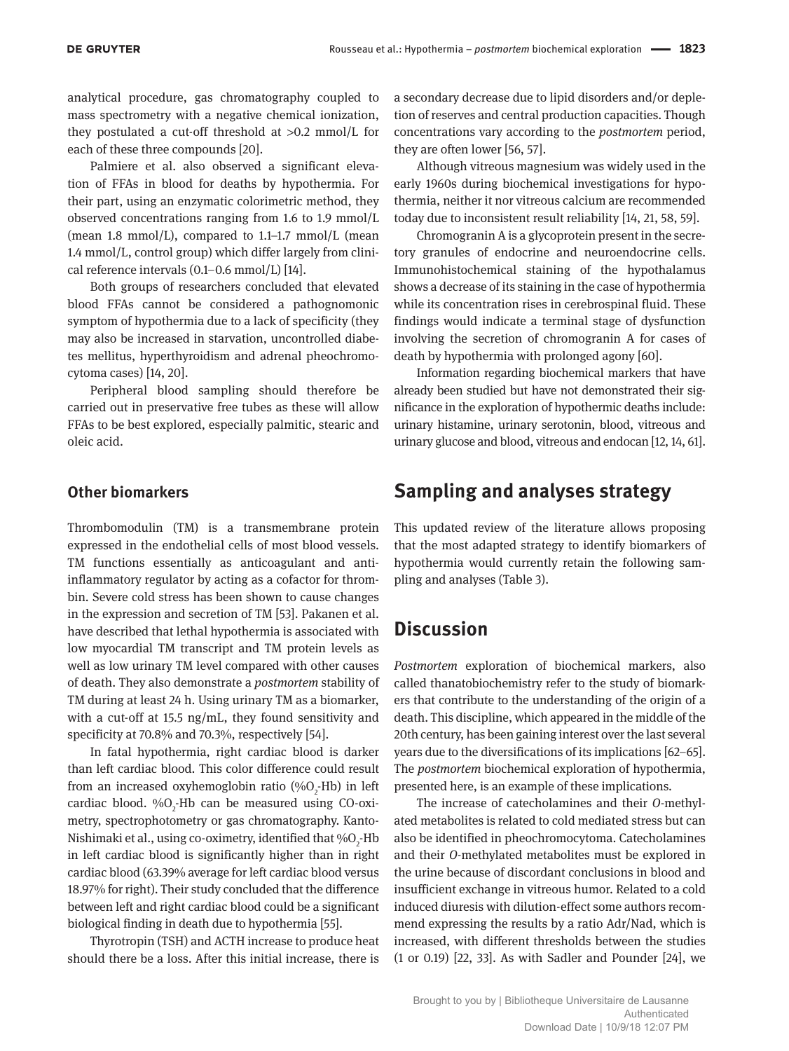analytical procedure, gas chromatography coupled to mass spectrometry with a negative chemical ionization, they postulated a cut-off threshold at >0.2 mmol/L for each of these three compounds [20].

Palmiere et al. also observed a significant elevation of FFAs in blood for deaths by hypothermia. For their part, using an enzymatic colorimetric method, they observed concentrations ranging from 1.6 to 1.9 mmol/L (mean 1.8 mmol/L), compared to 1.1–1.7 mmol/L (mean 1.4 mmol/L, control group) which differ largely from clinical reference intervals (0.1–0.6 mmol/L) [14].

Both groups of researchers concluded that elevated blood FFAs cannot be considered a pathognomonic symptom of hypothermia due to a lack of specificity (they may also be increased in starvation, uncontrolled diabetes mellitus, hyperthyroidism and adrenal pheochromocytoma cases) [14, 20].

Peripheral blood sampling should therefore be carried out in preservative free tubes as these will allow FFAs to be best explored, especially palmitic, stearic and oleic acid.

### Other biomarkers

Thrombomodulin (TM) is a transmembrane protein expressed in the endothelial cells of most blood vessels. TM functions essentially as anticoagulant and anti-inflammatory regulator by acting as a cofactor for thrombin. Severe cold stress has been shown to cause changes in the expression and secretion of TM [53]. Pakanen et al. have described that lethal hypothermia is associated with low myocardial TM transcript and TM protein levels as well as low urinary TM level compared with other causes of death. They also demonstrate a *postmortem* stability of TM during at least 24 h. Using urinary TM as a biomarker, with a cut-off at 15.5 ng/mL, they found sensitivity and specificity at 70.8% and 70.3%, respectively [54].

In fatal hypothermia, right cardiac blood is darker than left cardiac blood. This color difference could result from an increased oxyhemoglobin ratio (%$O_2$-Hb) in left cardiac blood. %$O_2$-Hb can be measured using CO-oximetry, spectrophotometry or gas chromatography. Kanto-Nishimaki et al., using co-oximetry, identified that %$O_2$-Hb in left cardiac blood is significantly higher than in right cardiac blood (63.39% average for left cardiac blood versus 18.97% for right). Their study concluded that the difference between left and right cardiac blood could be a significant biological finding in death due to hypothermia [55].

Thyrotropin (TSH) and ACTH increase to produce heat should there be a loss. After this initial increase, there is a secondary decrease due to lipid disorders and/or depletion of reserves and central production capacities. Though concentrations vary according to the *postmortem* period, they are often lower [56, 57].

Although vitreous magnesium was widely used in the early 1960s during biochemical investigations for hypothermia, neither it nor vitreous calcium are recommended today due to inconsistent result reliability [14, 21, 58, 59].

Chromogranin A is a glycoprotein present in the secretory granules of endocrine and neuroendocrine cells. Immunohistochemical staining of the hypothalamus shows a decrease of its staining in the case of hypothermia while its concentration rises in cerebrospinal fluid. These findings would indicate a terminal stage of dysfunction involving the secretion of chromogranin A for cases of death by hypothermia with prolonged agony [60].

Information regarding biochemical markers that have already been studied but have not demonstrated their significance in the exploration of hypothermic deaths include: urinary histamine, urinary serotonin, blood, vitreous and urinary glucose and blood, vitreous and endocan [12, 14, 61].

## Sampling and analyses strategy

This updated review of the literature allows proposing that the most adapted strategy to identify biomarkers of hypothermia would currently retain the following sampling and analyses (Table 3).

## Discussion

*Postmortem* exploration of biochemical markers, also called thanatobiochemistry refer to the study of biomarkers that contribute to the understanding of the origin of a death. This discipline, which appeared in the middle of the 20th century, has been gaining interest over the last several years due to the diversifications of its implications [62–65]. The *postmortem* biochemical exploration of hypothermia, presented here, is an example of these implications.

The increase of catecholamines and their *O*-methylated metabolites is related to cold mediated stress but can also be identified in pheochromocytoma. Catecholamines and their *O*-methylated metabolites must be explored in the urine because of discordant conclusions in blood and insufficient exchange in vitreous humor. Related to a cold induced diuresis with dilution-effect some authors recommend expressing the results by a ratio Adr/Nad, which is increased, with different thresholds between the studies (1 or 0.19) [22, 33]. As with Sadler and Pounder [24], we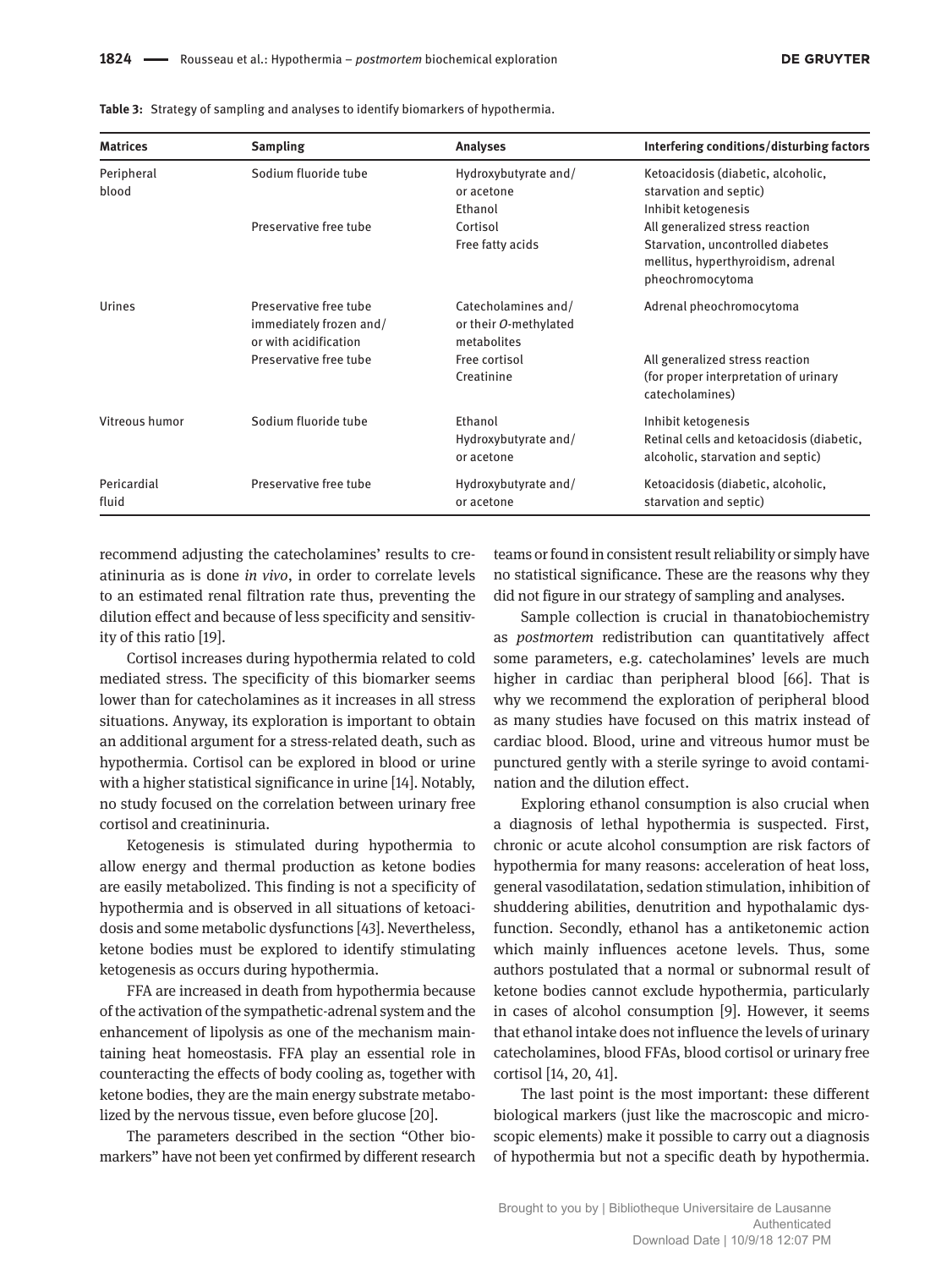**Table 3:** Strategy of sampling and analyses to identify biomarkers of hypothermia.

| Matrices | Sampling | Analyses | Interfering conditions/disturbing factors |
|---|---|---|---|
| Peripheral blood | Sodium fluoride tube | Hydroxybutyrate and/or acetone | Ketoacidosis (diabetic, alcoholic, starvation and septic) |
| | | Ethanol | Inhibit ketogenesis |
| | Preservative free tube | Cortisol | All generalized stress reaction |
| | | Free fatty acids | Starvation, uncontrolled diabetes mellitus, hyperthyroidism, adrenal pheochromocytoma |
| Urines | Preservative free tube immediately frozen and/or with acidification | Catecholamines and/or their *O*-methylated metabolites | Adrenal pheochromocytoma |
| | Preservative free tube | Free cortisol | All generalized stress reaction |
| | | Creatinine | (for proper interpretation of urinary catecholamines) |
| Vitreous humor | Sodium fluoride tube | Ethanol | Inhibit ketogenesis |
| | | Hydroxybutyrate and/or acetone | Retinal cells and ketoacidosis (diabetic, alcoholic, starvation and septic) |
| Pericardial fluid | Preservative free tube | Hydroxybutyrate and/or acetone | Ketoacidosis (diabetic, alcoholic, starvation and septic) |

recommend adjusting the catecholamines' results to creatininuria as is done *in vivo*, in order to correlate levels to an estimated renal filtration rate thus, preventing the dilution effect and because of less specificity and sensitivity of this ratio [19].

Cortisol increases during hypothermia related to cold mediated stress. The specificity of this biomarker seems lower than for catecholamines as it increases in all stress situations. Anyway, its exploration is important to obtain an additional argument for a stress-related death, such as hypothermia. Cortisol can be explored in blood or urine with a higher statistical significance in urine [14]. Notably, no study focused on the correlation between urinary free cortisol and creatininuria.

Ketogenesis is stimulated during hypothermia to allow energy and thermal production as ketone bodies are easily metabolized. This finding is not a specificity of hypothermia and is observed in all situations of ketoacidosis and some metabolic dysfunctions [43]. Nevertheless, ketone bodies must be explored to identify stimulating ketogenesis as occurs during hypothermia.

FFA are increased in death from hypothermia because of the activation of the sympathetic-adrenal system and the enhancement of lipolysis as one of the mechanism maintaining heat homeostasis. FFA play an essential role in counteracting the effects of body cooling as, together with ketone bodies, they are the main energy substrate metabolized by the nervous tissue, even before glucose [20].

The parameters described in the section "Other biomarkers" have not been yet confirmed by different research teams or found in consistent result reliability or simply have no statistical significance. These are the reasons why they did not figure in our strategy of sampling and analyses.

Sample collection is crucial in thanatobiochemistry as *postmortem* redistribution can quantitatively affect some parameters, e.g. catecholamines' levels are much higher in cardiac than peripheral blood [66]. That is why we recommend the exploration of peripheral blood as many studies have focused on this matrix instead of cardiac blood. Blood, urine and vitreous humor must be punctured gently with a sterile syringe to avoid contamination and the dilution effect.

Exploring ethanol consumption is also crucial when a diagnosis of lethal hypothermia is suspected. First, chronic or acute alcohol consumption are risk factors of hypothermia for many reasons: acceleration of heat loss, general vasodilatation, sedation stimulation, inhibition of shuddering abilities, denutrition and hypothalamic dysfunction. Secondly, ethanol has a antiketonemic action which mainly influences acetone levels. Thus, some authors postulated that a normal or subnormal result of ketone bodies cannot exclude hypothermia, particularly in cases of alcohol consumption [9]. However, it seems that ethanol intake does not influence the levels of urinary catecholamines, blood FFAs, blood cortisol or urinary free cortisol [14, 20, 41].

The last point is the most important: these different biological markers (just like the macroscopic and microscopic elements) make it possible to carry out a diagnosis of hypothermia but not a specific death by hypothermia.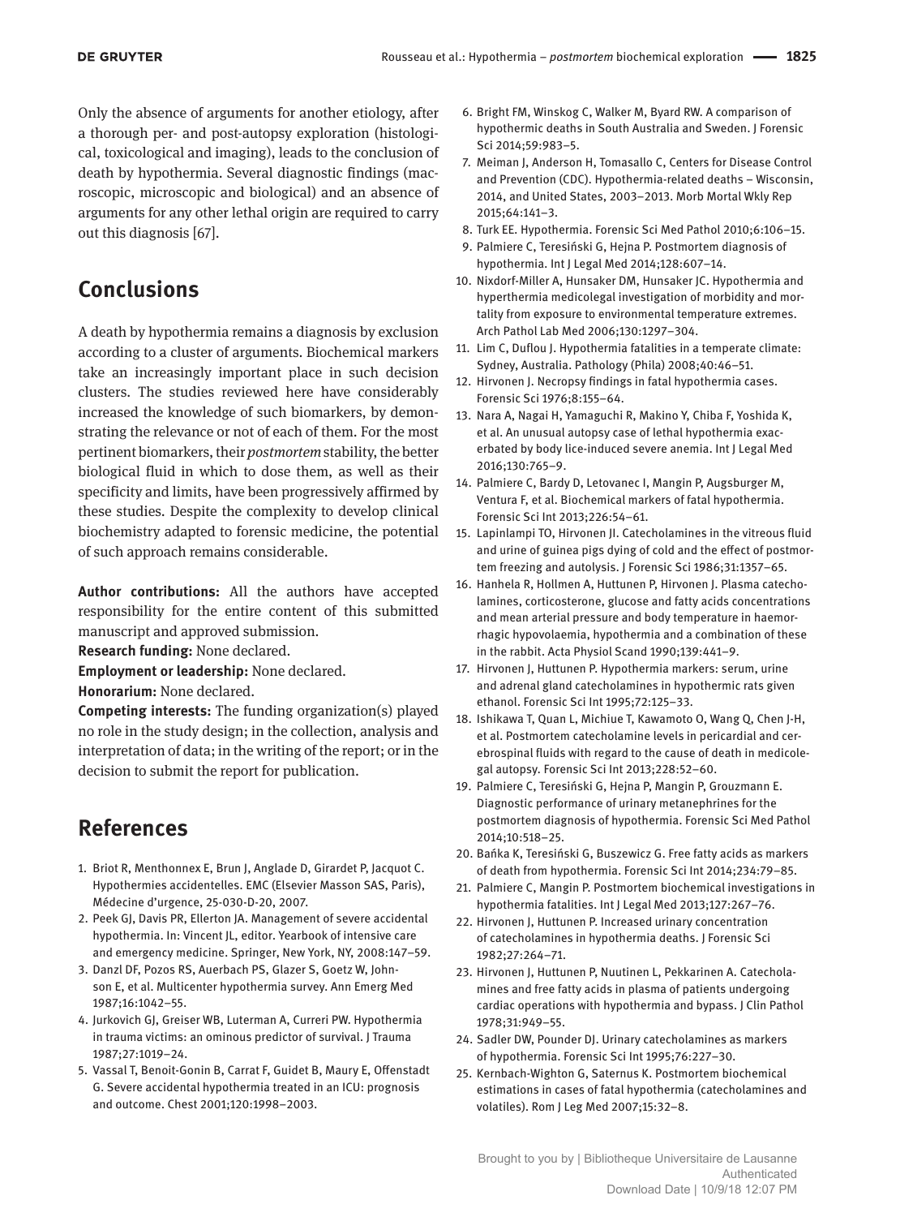Only the absence of arguments for another etiology, after a thorough per- and post-autopsy exploration (histological, toxicological and imaging), leads to the conclusion of death by hypothermia. Several diagnostic findings (macroscopic, microscopic and biological) and an absence of arguments for any other lethal origin are required to carry out this diagnosis [67].

## Conclusions

A death by hypothermia remains a diagnosis by exclusion according to a cluster of arguments. Biochemical markers take an increasingly important place in such decision clusters. The studies reviewed here have considerably increased the knowledge of such biomarkers, by demonstrating the relevance or not of each of them. For the most pertinent biomarkers, their *postmortem* stability, the better biological fluid in which to dose them, as well as their specificity and limits, have been progressively affirmed by these studies. Despite the complexity to develop clinical biochemistry adapted to forensic medicine, the potential of such approach remains considerable.

**Author contributions:** All the authors have accepted responsibility for the entire content of this submitted manuscript and approved submission.
**Research funding:** None declared.
**Employment or leadership:** None declared.
**Honorarium:** None declared.
**Competing interests:** The funding organization(s) played no role in the study design; in the collection, analysis and interpretation of data; in the writing of the report; or in the decision to submit the report for publication.

## References

1. Briot R, Menthonnex E, Brun J, Anglade D, Girardet P, Jacquot C. Hypothermies accidentelles. EMC (Elsevier Masson SAS, Paris), Médecine d'urgence, 25-030-D-20, 2007.
2. Peek GJ, Davis PR, Ellerton JA. Management of severe accidental hypothermia. In: Vincent JL, editor. Yearbook of intensive care and emergency medicine. Springer, New York, NY, 2008:147–59.
3. Danzl DF, Pozos RS, Auerbach PS, Glazer S, Goetz W, Johnson E, et al. Multicenter hypothermia survey. Ann Emerg Med 1987;16:1042–55.
4. Jurkovich GJ, Greiser WB, Luterman A, Curreri PW. Hypothermia in trauma victims: an ominous predictor of survival. J Trauma 1987;27:1019–24.
5. Vassal T, Benoit-Gonin B, Carrat F, Guidet B, Maury E, Offenstadt G. Severe accidental hypothermia treated in an ICU: prognosis and outcome. Chest 2001;120:1998–2003.
6. Bright FM, Winskog C, Walker M, Byard RW. A comparison of hypothermic deaths in South Australia and Sweden. J Forensic Sci 2014;59:983–5.
7. Meiman J, Anderson H, Tomasallo C, Centers for Disease Control and Prevention (CDC). Hypothermia-related deaths – Wisconsin, 2014, and United States, 2003–2013. Morb Mortal Wkly Rep 2015;64:141–3.
8. Turk EE. Hypothermia. Forensic Sci Med Pathol 2010;6:106–15.
9. Palmiere C, Teresiński G, Hejna P. Postmortem diagnosis of hypothermia. Int J Legal Med 2014;128:607–14.
10. Nixdorf-Miller A, Hunsaker DM, Hunsaker JC. Hypothermia and hyperthermia medicolegal investigation of morbidity and mortality from exposure to environmental temperature extremes. Arch Pathol Lab Med 2006;130:1297–304.
11. Lim C, Duflou J. Hypothermia fatalities in a temperate climate: Sydney, Australia. Pathology (Phila) 2008;40:46–51.
12. Hirvonen J. Necropsy findings in fatal hypothermia cases. Forensic Sci 1976;8:155–64.
13. Nara A, Nagai H, Yamaguchi R, Makino Y, Chiba F, Yoshida K, et al. An unusual autopsy case of lethal hypothermia exacerbated by body lice-induced severe anemia. Int J Legal Med 2016;130:765–9.
14. Palmiere C, Bardy D, Letovanec I, Mangin P, Augsburger M, Ventura F, et al. Biochemical markers of fatal hypothermia. Forensic Sci Int 2013;226:54–61.
15. Lapinlampi TO, Hirvonen JI. Catecholamines in the vitreous fluid and urine of guinea pigs dying of cold and the effect of postmortem freezing and autolysis. J Forensic Sci 1986;31:1357–65.
16. Hanhela R, Hollmen A, Huttunen P, Hirvonen J. Plasma catecholamines, corticosterone, glucose and fatty acids concentrations and mean arterial pressure and body temperature in haemorrhagic hypovolaemia, hypothermia and a combination of these in the rabbit. Acta Physiol Scand 1990;139:441–9.
17. Hirvonen J, Huttunen P. Hypothermia markers: serum, urine and adrenal gland catecholamines in hypothermic rats given ethanol. Forensic Sci Int 1995;72:125–33.
18. Ishikawa T, Quan L, Michiue T, Kawamoto O, Wang Q, Chen J-H, et al. Postmortem catecholamine levels in pericardial and cerebrospinal fluids with regard to the cause of death in medicolegal autopsy. Forensic Sci Int 2013;228:52–60.
19. Palmiere C, Teresiński G, Hejna P, Mangin P, Grouzmann E. Diagnostic performance of urinary metanephrines for the postmortem diagnosis of hypothermia. Forensic Sci Med Pathol 2014;10:518–25.
20. Bańka K, Teresiński G, Buszewicz G. Free fatty acids as markers of death from hypothermia. Forensic Sci Int 2014;234:79–85.
21. Palmiere C, Mangin P. Postmortem biochemical investigations in hypothermia fatalities. Int J Legal Med 2013;127:267–76.
22. Hirvonen J, Huttunen P. Increased urinary concentration of catecholamines in hypothermia deaths. J Forensic Sci 1982;27:264–71.
23. Hirvonen J, Huttunen P, Nuutinen L, Pekkarinen A. Catecholamines and free fatty acids in plasma of patients undergoing cardiac operations with hypothermia and bypass. J Clin Pathol 1978;31:949–55.
24. Sadler DW, Pounder DJ. Urinary catecholamines as markers of hypothermia. Forensic Sci Int 1995;76:227–30.
25. Kernbach-Wighton G, Saternus K. Postmortem biochemical estimations in cases of fatal hypothermia (catecholamines and volatiles). Rom J Leg Med 2007;15:32–8.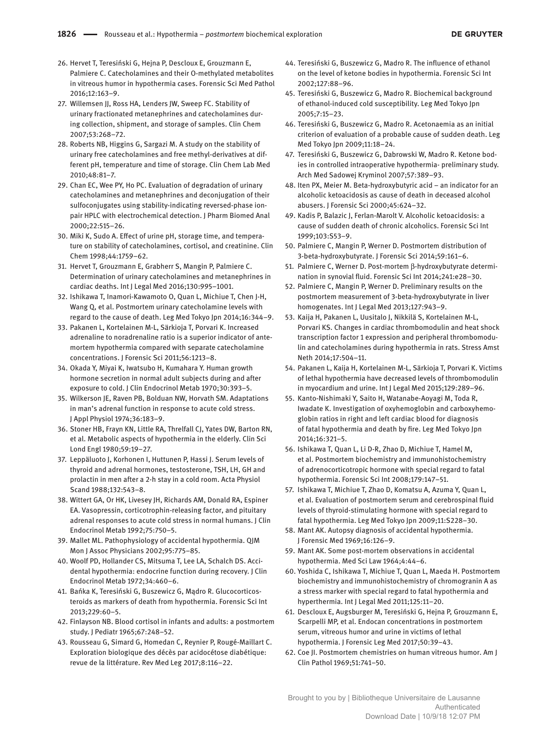26. Hervet T, Teresiński G, Hejna P, Descloux E, Grouzmann E, Palmiere C. Catecholamines and their O-methylated metabolites in vitreous humor in hypothermia cases. Forensic Sci Med Pathol 2016;12:163–9.
27. Willemsen JJ, Ross HA, Lenders JW, Sweep FC. Stability of urinary fractionated metanephrines and catecholamines during collection, shipment, and storage of samples. Clin Chem 2007;53:268–72.
28. Roberts NB, Higgins G, Sargazi M. A study on the stability of urinary free catecholamines and free methyl-derivatives at different pH, temperature and time of storage. Clin Chem Lab Med 2010;48:81–7.
29. Chan EC, Wee PY, Ho PC. Evaluation of degradation of urinary catecholamines and metanephrines and deconjugation of their sulfoconjugates using stability-indicating reversed-phase ion-pair HPLC with electrochemical detection. J Pharm Biomed Anal 2000;22:515–26.
30. Miki K, Sudo A. Effect of urine pH, storage time, and temperature on stability of catecholamines, cortisol, and creatinine. Clin Chem 1998;44:1759–62.
31. Hervet T, Grouzmann E, Grabherr S, Mangin P, Palmiere C. Determination of urinary catecholamines and metanephrines in cardiac deaths. Int J Legal Med 2016;130:995–1001.
32. Ishikawa T, Inamori-Kawamoto O, Quan L, Michiue T, Chen J-H, Wang Q, et al. Postmortem urinary catecholamine levels with regard to the cause of death. Leg Med Tokyo Jpn 2014;16:344–9.
33. Pakanen L, Kortelainen M-L, Särkioja T, Porvari K. Increased adrenaline to noradrenaline ratio is a superior indicator of antemortem hypothermia compared with separate catecholamine concentrations. J Forensic Sci 2011;56:1213–8.
34. Okada Y, Miyai K, Iwatsubo H, Kumahara Y. Human growth hormone secretion in normal adult subjects during and after exposure to cold. J Clin Endocrinol Metab 1970;30:393–5.
35. Wilkerson JE, Raven PB, Bolduan NW, Horvath SM. Adaptations in man's adrenal function in response to acute cold stress. J Appl Physiol 1974;36:183–9.
36. Stoner HB, Frayn KN, Little RA, Threlfall CJ, Yates DW, Barton RN, et al. Metabolic aspects of hypothermia in the elderly. Clin Sci Lond Engl 1980;59:19–27.
37. Leppäluoto J, Korhonen I, Huttunen P, Hassi J. Serum levels of thyroid and adrenal hormones, testosterone, TSH, LH, GH and prolactin in men after a 2-h stay in a cold room. Acta Physiol Scand 1988;132:543–8.
38. Wittert GA, Or HK, Livesey JH, Richards AM, Donald RA, Espiner EA. Vasopressin, corticotrophin-releasing factor, and pituitary adrenal responses to acute cold stress in normal humans. J Clin Endocrinol Metab 1992;75:750–5.
39. Mallet ML. Pathophysiology of accidental hypothermia. QJM Mon J Assoc Physicians 2002;95:775–85.
40. Woolf PD, Hollander CS, Mitsuma T, Lee LA, Schalch DS. Accidental hypothermia: endocrine function during recovery. J Clin Endocrinol Metab 1972;34:460–6.
41. Bańka K, Teresiński G, Buszewicz G, Mądro R. Glucocorticosteroids as markers of death from hypothermia. Forensic Sci Int 2013;229:60–5.
42. Finlayson NB. Blood cortisol in infants and adults: a postmortem study. J Pediatr 1965;67:248–52.
43. Rousseau G, Simard G, Homedan C, Reynier P, Rougé-Maillart C. Exploration biologique des décès par acidocétose diabétique: revue de la littérature. Rev Med Leg 2017;8:116–22.
44. Teresiński G, Buszewicz G, Madro R. The influence of ethanol on the level of ketone bodies in hypothermia. Forensic Sci Int 2002;127:88–96.
45. Teresiński G, Buszewicz G, Madro R. Biochemical background of ethanol-induced cold susceptibility. Leg Med Tokyo Jpn 2005;7:15–23.
46. Teresiński G, Buszewicz G, Madro R. Acetonaemia as an initial criterion of evaluation of a probable cause of sudden death. Leg Med Tokyo Jpn 2009;11:18–24.
47. Teresiński G, Buszewicz G, Dabrowski W, Madro R. Ketone bodies in controlled intraoperative hypothermia- preliminary study. Arch Med Sadowej Kryminol 2007;57:389–93.
48. Iten PX, Meier M. Beta-hydroxybutyric acid – an indicator for an alcoholic ketoacidosis as cause of death in deceased alcohol abusers. J Forensic Sci 2000;45:624–32.
49. Kadis P, Balazic J, Ferlan-Marolt V. Alcoholic ketoacidosis: a cause of sudden death of chronic alcoholics. Forensic Sci Int 1999;103:S53–9.
50. Palmiere C, Mangin P, Werner D. Postmortem distribution of 3-beta-hydroxybutyrate. J Forensic Sci 2014;59:161–6.
51. Palmiere C, Werner D. Post-mortem β-hydroxybutyrate determination in synovial fluid. Forensic Sci Int 2014;241:e28–30.
52. Palmiere C, Mangin P, Werner D. Preliminary results on the postmortem measurement of 3-beta-hydroxybutyrate in liver homogenates. Int J Legal Med 2013;127:943–9.
53. Kaija H, Pakanen L, Uusitalo J, Nikkilä S, Kortelainen M-L, Porvari KS. Changes in cardiac thrombomodulin and heat shock transcription factor 1 expression and peripheral thrombomodulin and catecholamines during hypothermia in rats. Stress Amst Neth 2014;17:504–11.
54. Pakanen L, Kaija H, Kortelainen M-L, Särkioja T, Porvari K. Victims of lethal hypothermia have decreased levels of thrombomodulin in myocardium and urine. Int J Legal Med 2015;129:289–96.
55. Kanto-Nishimaki Y, Saito H, Watanabe-Aoyagi M, Toda R, Iwadate K. Investigation of oxyhemoglobin and carboxyhemoglobin ratios in right and left cardiac blood for diagnosis of fatal hypothermia and death by fire. Leg Med Tokyo Jpn 2014;16:321–5.
56. Ishikawa T, Quan L, Li D-R, Zhao D, Michiue T, Hamel M, et al. Postmortem biochemistry and immunohistochemistry of adrenocorticotropic hormone with special regard to fatal hypothermia. Forensic Sci Int 2008;179:147–51.
57. Ishikawa T, Michiue T, Zhao D, Komatsu A, Azuma Y, Quan L, et al. Evaluation of postmortem serum and cerebrospinal fluid levels of thyroid-stimulating hormone with special regard to fatal hypothermia. Leg Med Tokyo Jpn 2009;11:S228–30.
58. Mant AK. Autopsy diagnosis of accidental hypothermia. J Forensic Med 1969;16:126–9.
59. Mant AK. Some post-mortem observations in accidental hypothermia. Med Sci Law 1964;4:44–6.
60. Yoshida C, Ishikawa T, Michiue T, Quan L, Maeda H. Postmortem biochemistry and immunohistochemistry of chromogranin A as a stress marker with special regard to fatal hypothermia and hyperthermia. Int J Legal Med 2011;125:11–20.
61. Descloux E, Augsburger M, Teresiński G, Hejna P, Grouzmann E, Scarpelli MP, et al. Endocan concentrations in postmortem serum, vitreous humor and urine in victims of lethal hypothermia. J Forensic Leg Med 2017;50:39–43.
62. Coe JI. Postmortem chemistries on human vitreous humor. Am J Clin Pathol 1969;51:741–50.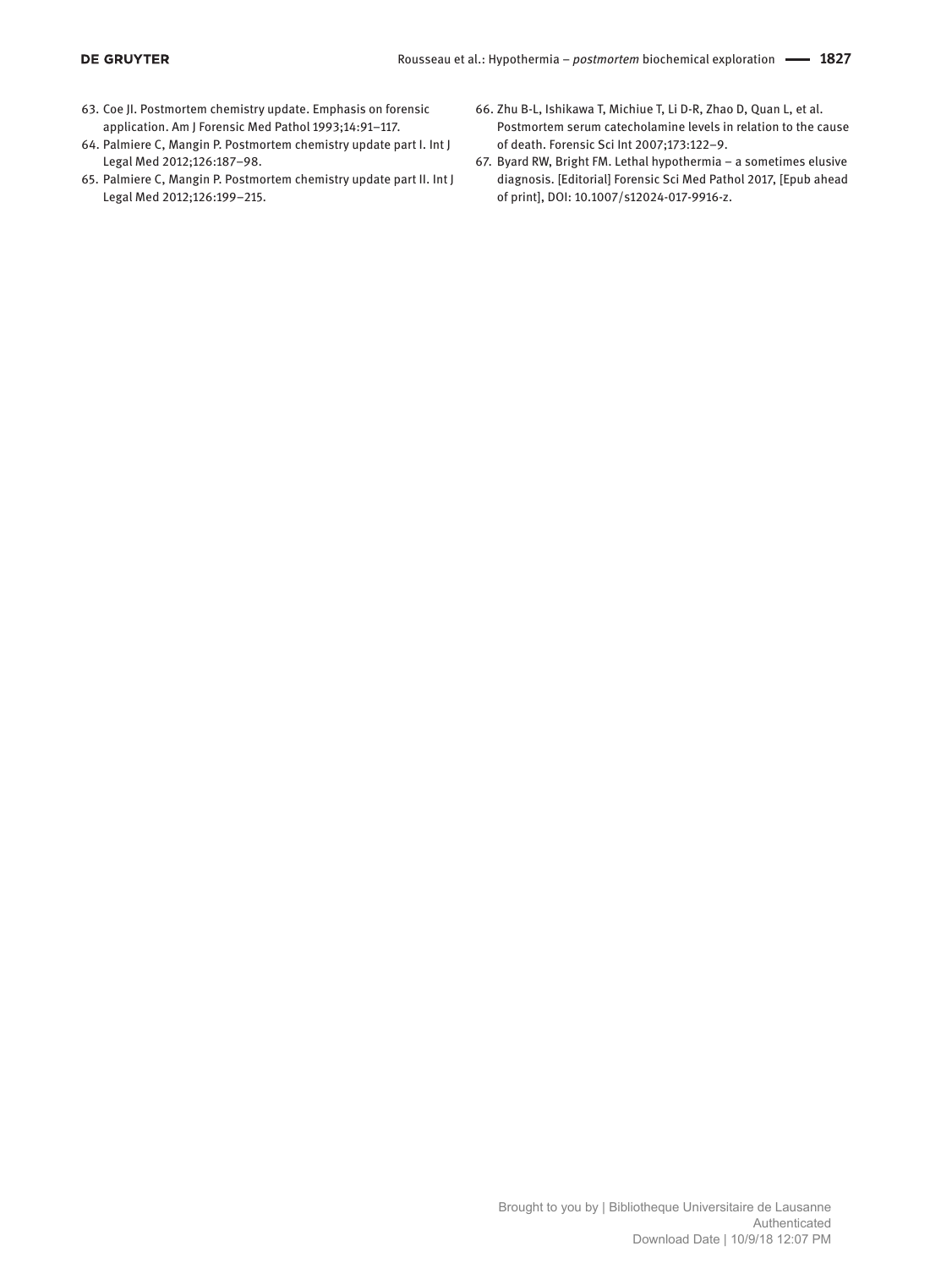63. Coe JI. Postmortem chemistry update. Emphasis on forensic application. Am J Forensic Med Pathol 1993;14:91–117.
64. Palmiere C, Mangin P. Postmortem chemistry update part I. Int J Legal Med 2012;126:187–98.
65. Palmiere C, Mangin P. Postmortem chemistry update part II. Int J Legal Med 2012;126:199–215.
66. Zhu B-L, Ishikawa T, Michiue T, Li D-R, Zhao D, Quan L, et al. Postmortem serum catecholamine levels in relation to the cause of death. Forensic Sci Int 2007;173:122–9.
67. Byard RW, Bright FM. Lethal hypothermia – a sometimes elusive diagnosis. [Editorial] Forensic Sci Med Pathol 2017, [Epub ahead of print], DOI: 10.1007/s12024-017-9916-z.